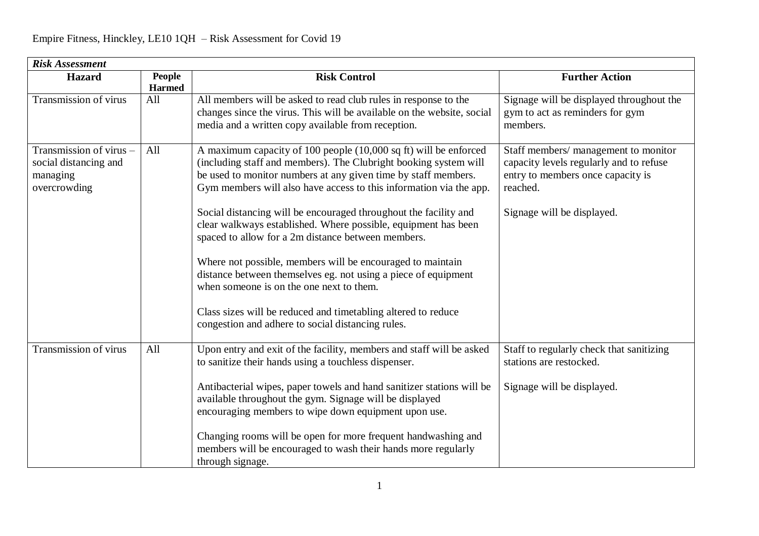Empire Fitness, Hinckley, LE10 1QH – Risk Assessment for Covid 19

| ***Risk Assessment*** | | | |
|---|---|---|---|
| **Hazard** | **People Harmed** | **Risk Control** | **Further Action** |
| Transmission of virus | All | All members will be asked to read club rules in response to the changes since the virus. This will be available on the website, social media and a written copy available from reception. | Signage will be displayed throughout the gym to act as reminders for gym members. |
| Transmission of virus – social distancing and managing overcrowding | All | A maximum capacity of 100 people (10,000 sq ft) will be enforced (including staff and members). The Clubright booking system will be used to monitor numbers at any given time by staff members. Gym members will also have access to this information via the app.<br><br>Social distancing will be encouraged throughout the facility and clear walkways established. Where possible, equipment has been spaced to allow for a 2m distance between members.<br><br>Where not possible, members will be encouraged to maintain distance between themselves eg. not using a piece of equipment when someone is on the one next to them.<br><br>Class sizes will be reduced and timetabling altered to reduce congestion and adhere to social distancing rules. | Staff members/ management to monitor capacity levels regularly and to refuse entry to members once capacity is reached.<br><br>Signage will be displayed. |
| Transmission of virus | All | Upon entry and exit of the facility, members and staff will be asked to sanitize their hands using a touchless dispenser.<br><br>Antibacterial wipes, paper towels and hand sanitizer stations will be available throughout the gym. Signage will be displayed encouraging members to wipe down equipment upon use.<br><br>Changing rooms will be open for more frequent handwashing and members will be encouraged to wash their hands more regularly through signage. | Staff to regularly check that sanitizing stations are restocked.<br><br>Signage will be displayed. |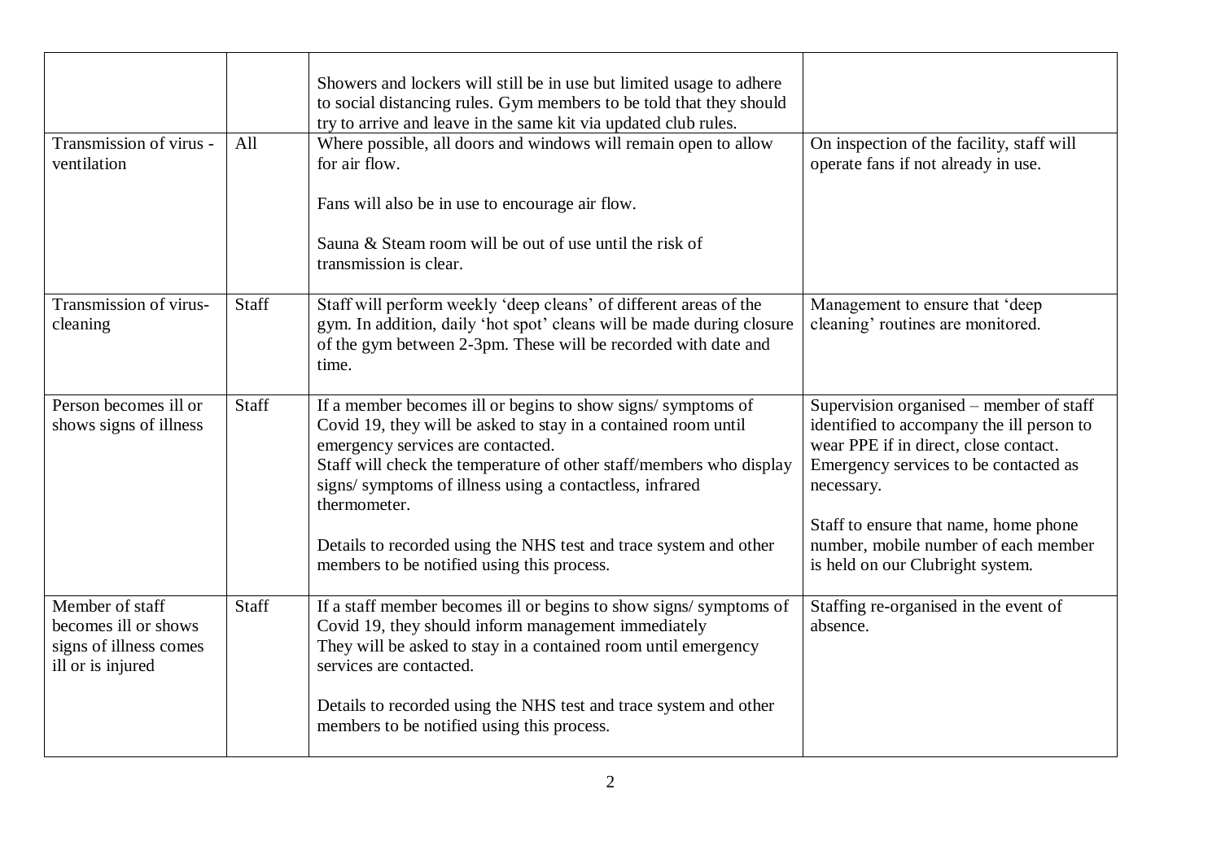| | | | |
|---|---|---|---|
| | | Showers and lockers will still be in use but limited usage to adhere to social distancing rules. Gym members to be told that they should try to arrive and leave in the same kit via updated club rules. | |
| Transmission of virus - ventilation | All | Where possible, all doors and windows will remain open to allow for air flow.<br><br>Fans will also be in use to encourage air flow.<br><br>Sauna & Steam room will be out of use until the risk of transmission is clear. | On inspection of the facility, staff will operate fans if not already in use. |
| Transmission of virus- cleaning | Staff | Staff will perform weekly 'deep cleans' of different areas of the gym. In addition, daily 'hot spot' cleans will be made during closure of the gym between 2-3pm. These will be recorded with date and time. | Management to ensure that 'deep cleaning' routines are monitored. |
| Person becomes ill or shows signs of illness | Staff | If a member becomes ill or begins to show signs/ symptoms of Covid 19, they will be asked to stay in a contained room until emergency services are contacted.<br>Staff will check the temperature of other staff/members who display signs/ symptoms of illness using a contactless, infrared thermometer.<br><br>Details to recorded using the NHS test and trace system and other members to be notified using this process. | Supervision organised – member of staff identified to accompany the ill person to wear PPE if in direct, close contact. Emergency services to be contacted as necessary.<br><br>Staff to ensure that name, home phone number, mobile number of each member is held on our Clubright system. |
| Member of staff becomes ill or shows signs of illness comes ill or is injured | Staff | If a staff member becomes ill or begins to show signs/ symptoms of Covid 19, they should inform management immediately<br>They will be asked to stay in a contained room until emergency services are contacted.<br><br>Details to recorded using the NHS test and trace system and other members to be notified using this process. | Staffing re-organised in the event of absence. |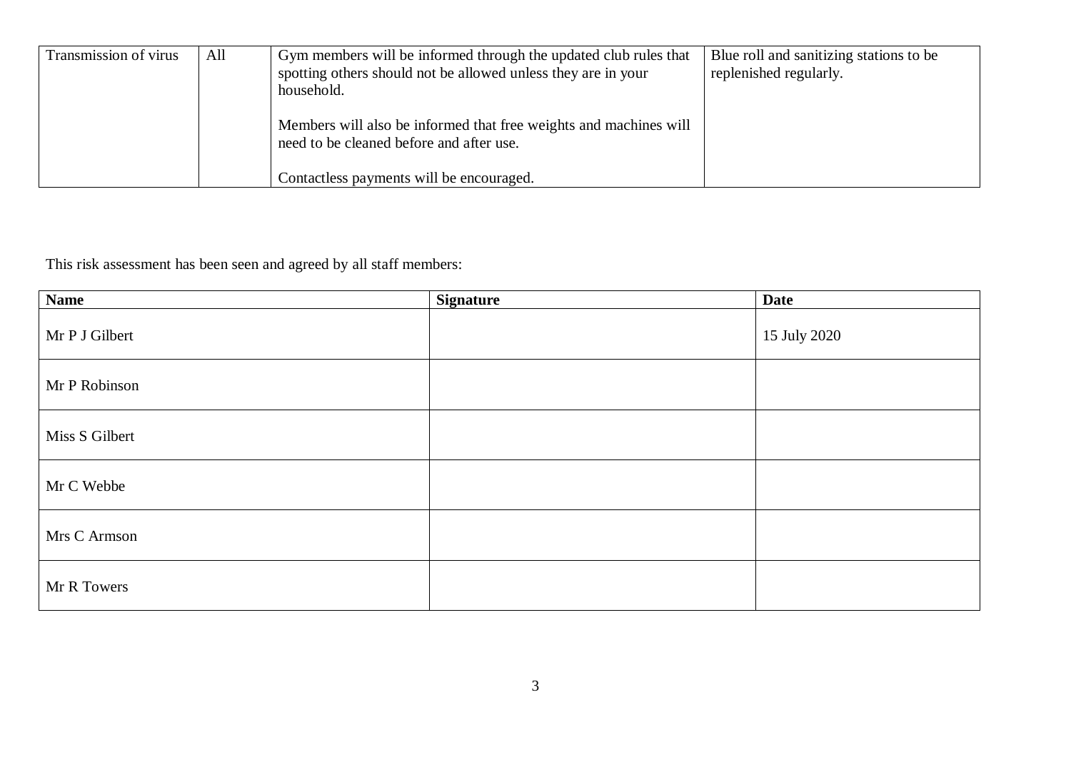| | | | |
|---|---|---|---|
| Transmission of virus | All | Gym members will be informed through the updated club rules that spotting others should not be allowed unless they are in your household.<br><br>Members will also be informed that free weights and machines will need to be cleaned before and after use.<br><br>Contactless payments will be encouraged. | Blue roll and sanitizing stations to be replenished regularly. |

This risk assessment has been seen and agreed by all staff members:

| **Name** | **Signature** | **Date** |
|---|---|---|
| Mr P J Gilbert | | 15 July 2020 |
| Mr P Robinson | | |
| Miss S Gilbert | | |
| Mr C Webbe | | |
| Mrs C Armson | | |
| Mr R Towers | | |